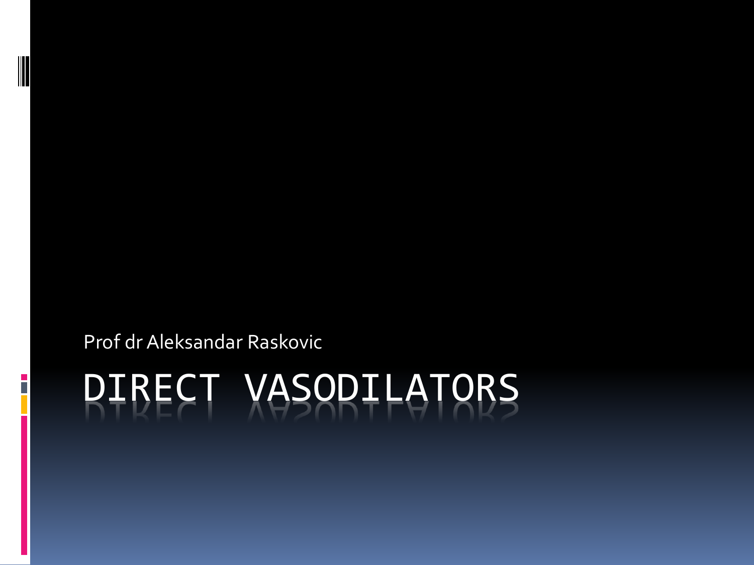Prof dr Aleksandar Raskovic

# DIRECT VASODILATORS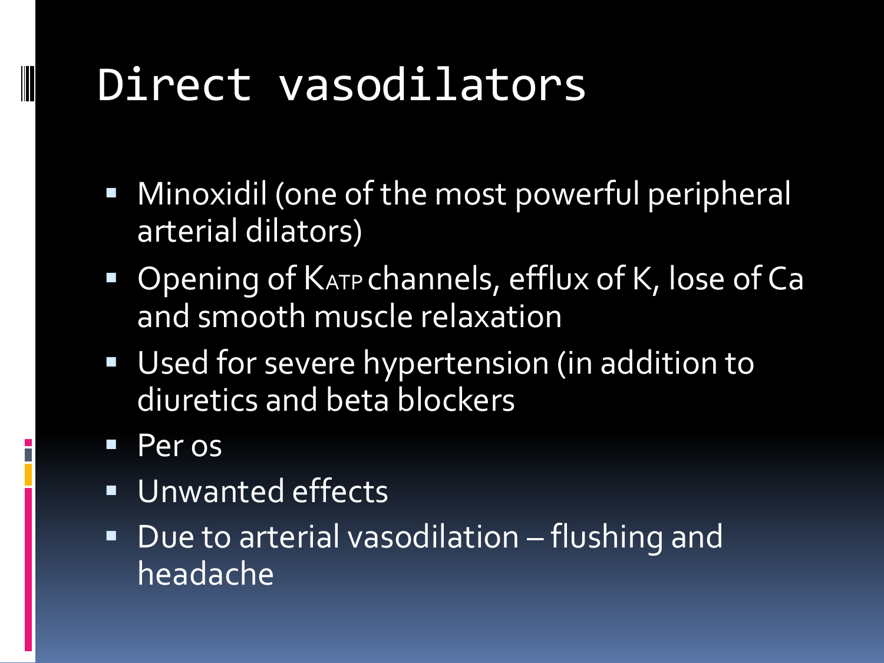# Direct vasodilators

- Minoxidil (one of the most powerful peripheral arterial dilators)
- Opening of $K_{ATP}$ channels, efflux of K, lose of Ca and smooth muscle relaxation
- Used for severe hypertension (in addition to diuretics and beta blockers
- Per os
- Unwanted effects
- Due to arterial vasodilation – flushing and headache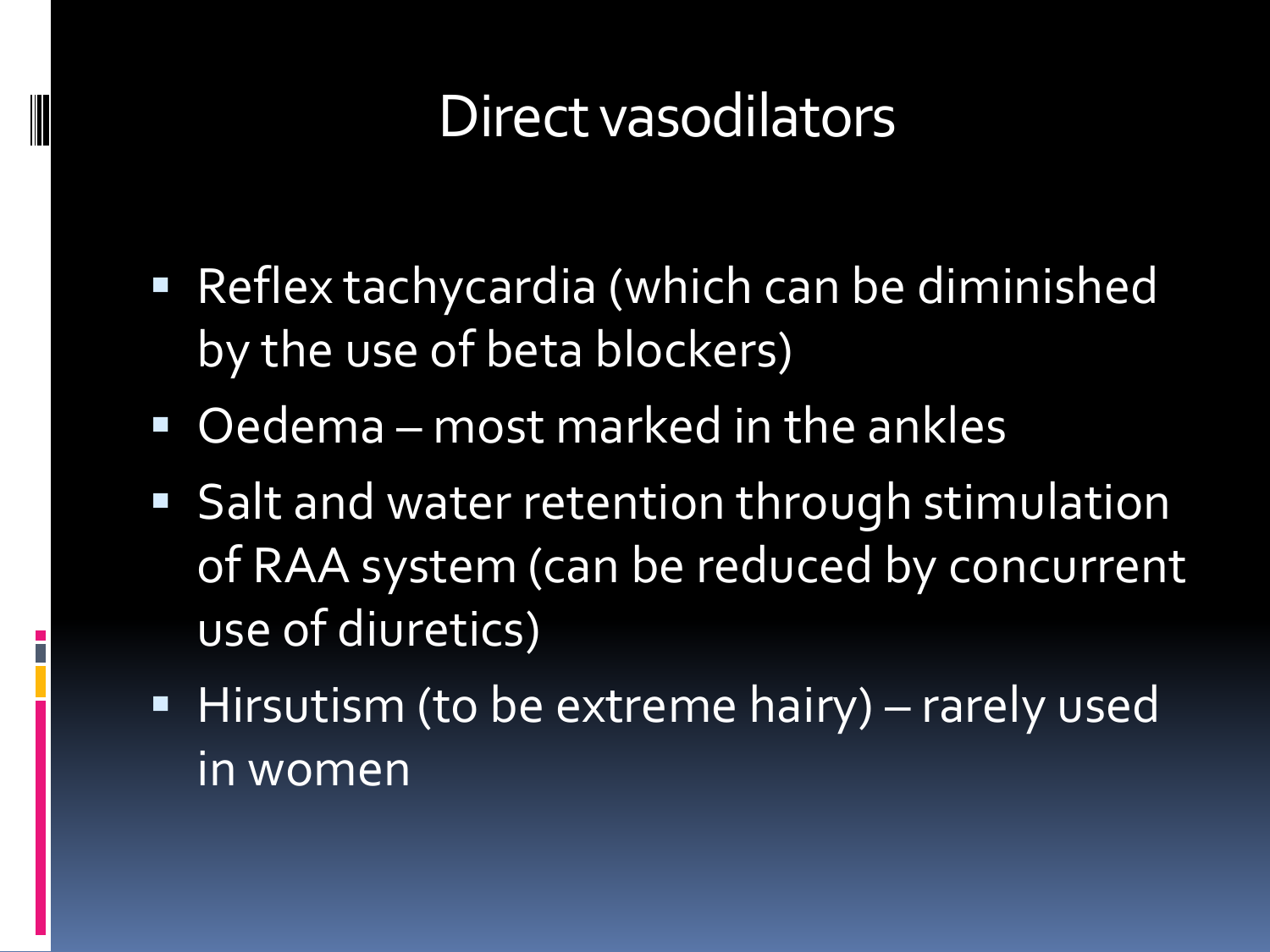# Direct vasodilators

- Reflex tachycardia (which can be diminished by the use of beta blockers)
- Oedema – most marked in the ankles
- Salt and water retention through stimulation of RAA system (can be reduced by concurrent use of diuretics)
- Hirsutism (to be extreme hairy) – rarely used in women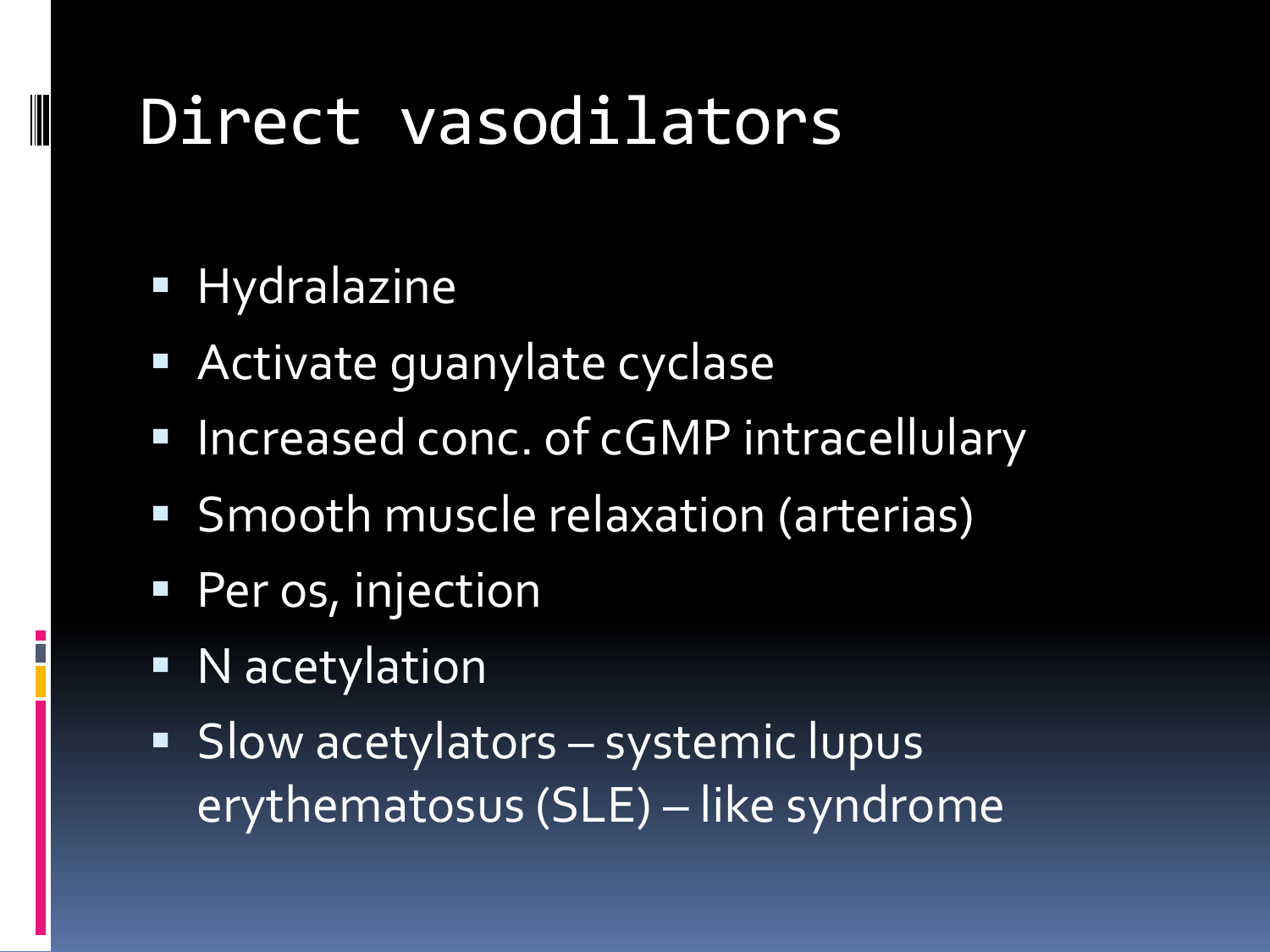# Direct vasodilators

- Hydralazine
- Activate guanylate cyclase
- Increased conc. of cGMP intracellulary
- Smooth muscle relaxation (arterias)
- Per os, injection
- N acetylation
- Slow acetylators – systemic lupus erythematosus (SLE) – like syndrome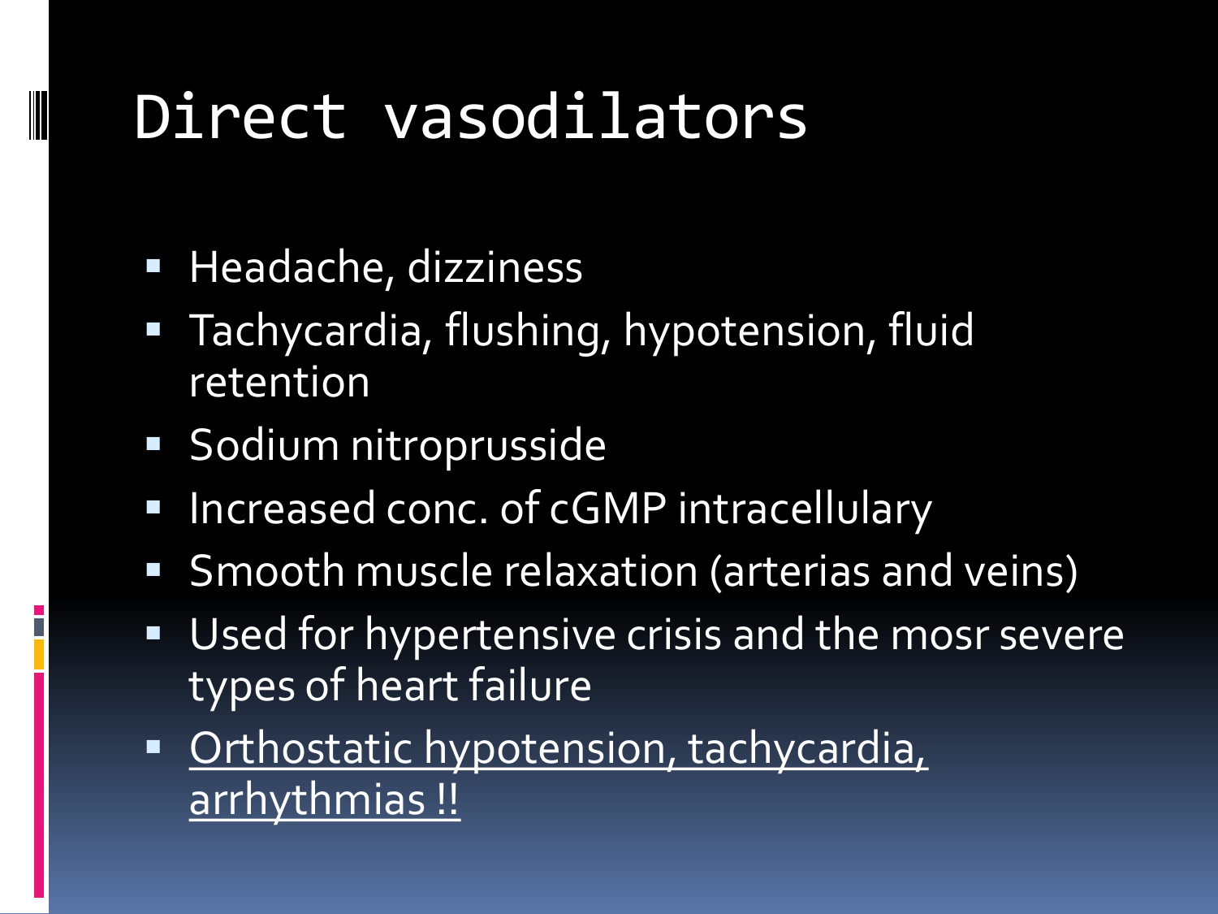# Direct vasodilators

- Headache, dizziness
- Tachycardia, flushing, hypotension, fluid retention
- Sodium nitroprusside
- Increased conc. of cGMP intracellulary
- Smooth muscle relaxation (arterias and veins)
- Used for hypertensive crisis and the mosr severe types of heart failure
- <u>Orthostatic hypotension, tachycardia, arrhythmias !!</u>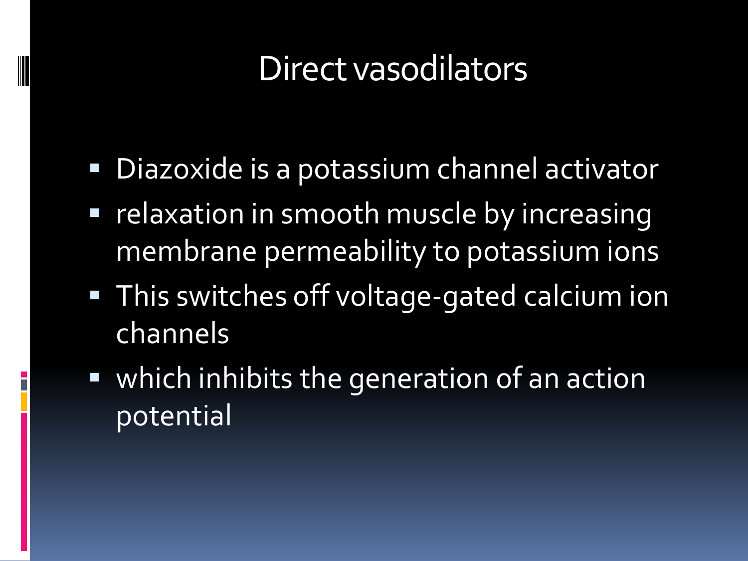# Direct vasodilators

- Diazoxide is a potassium channel activator
- relaxation in smooth muscle by increasing membrane permeability to potassium ions
- This switches off voltage-gated calcium ion channels
- which inhibits the generation of an action potential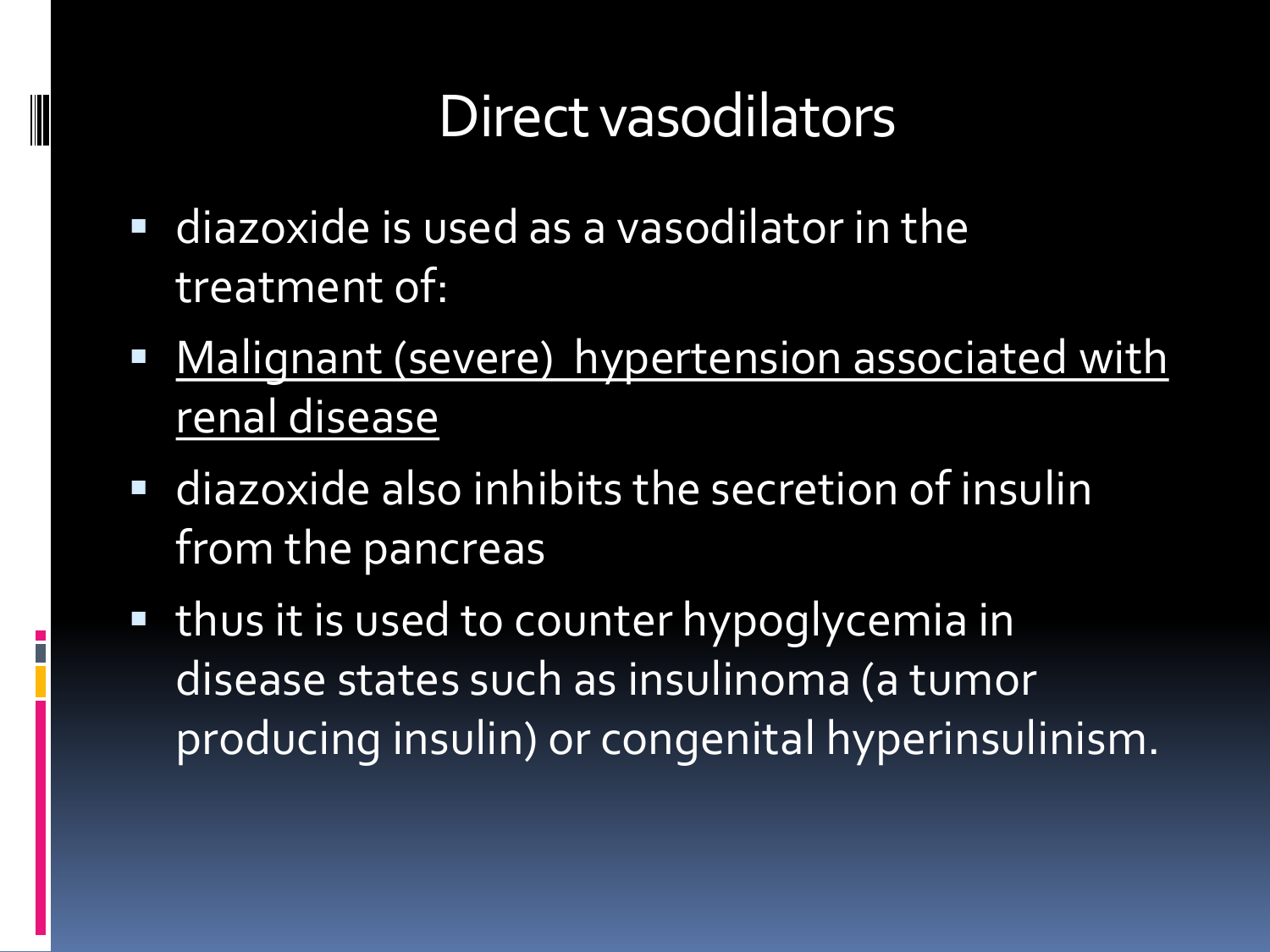# Direct vasodilators

- diazoxide is used as a vasodilator in the treatment of:
- <u>Malignant (severe) hypertension associated with renal disease</u>
- diazoxide also inhibits the secretion of insulin from the pancreas
- thus it is used to counter hypoglycemia in disease states such as insulinoma (a tumor producing insulin) or congenital hyperinsulinism.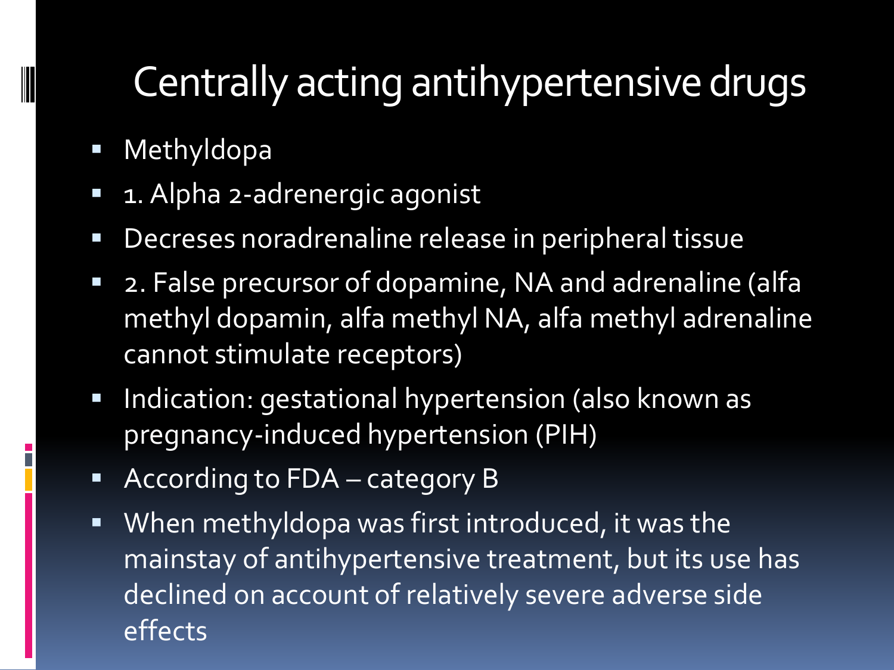# Centrally acting antihypertensive drugs

- Methyldopa
- 1. Alpha 2-adrenergic agonist
- Decreses noradrenaline release in peripheral tissue
- 2. False precursor of dopamine, NA and adrenaline (alfa methyl dopamin, alfa methyl NA, alfa methyl adrenaline cannot stimulate receptors)
- Indication: gestational hypertension (also known as pregnancy-induced hypertension (PIH)
- According to FDA – category B
- When methyldopa was first introduced, it was the mainstay of antihypertensive treatment, but its use has declined on account of relatively severe adverse side effects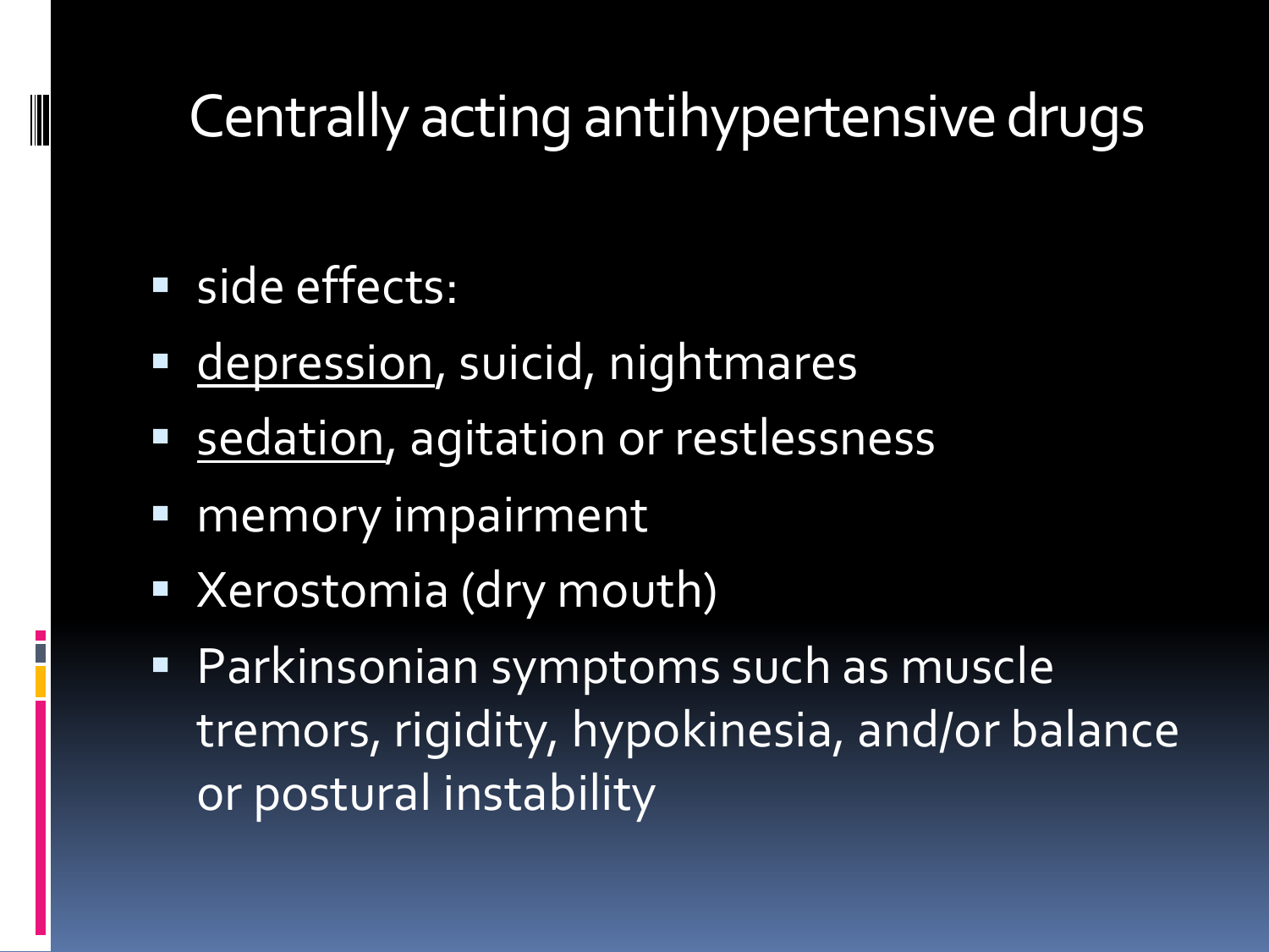# Centrally acting antihypertensive drugs

- side effects:
- <u>depression</u>, suicid, nightmares
- <u>sedation</u>, agitation or restlessness
- memory impairment
- Xerostomia (dry mouth)
- Parkinsonian symptoms such as muscle tremors, rigidity, hypokinesia, and/or balance or postural instability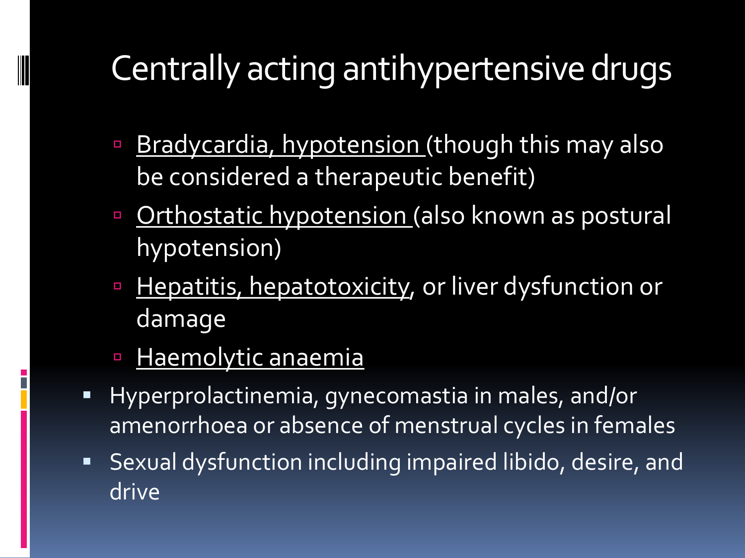# Centrally acting antihypertensive drugs

  - Bradycardia, hypotension (though this may also be considered a therapeutic benefit)
  - Orthostatic hypotension (also known as postural hypotension)
  - Hepatitis, hepatotoxicity, or liver dysfunction or damage
  - Haemolytic anaemia
- Hyperprolactinemia, gynecomastia in males, and/or amenorrhoea or absence of menstrual cycles in females
- Sexual dysfunction including impaired libido, desire, and drive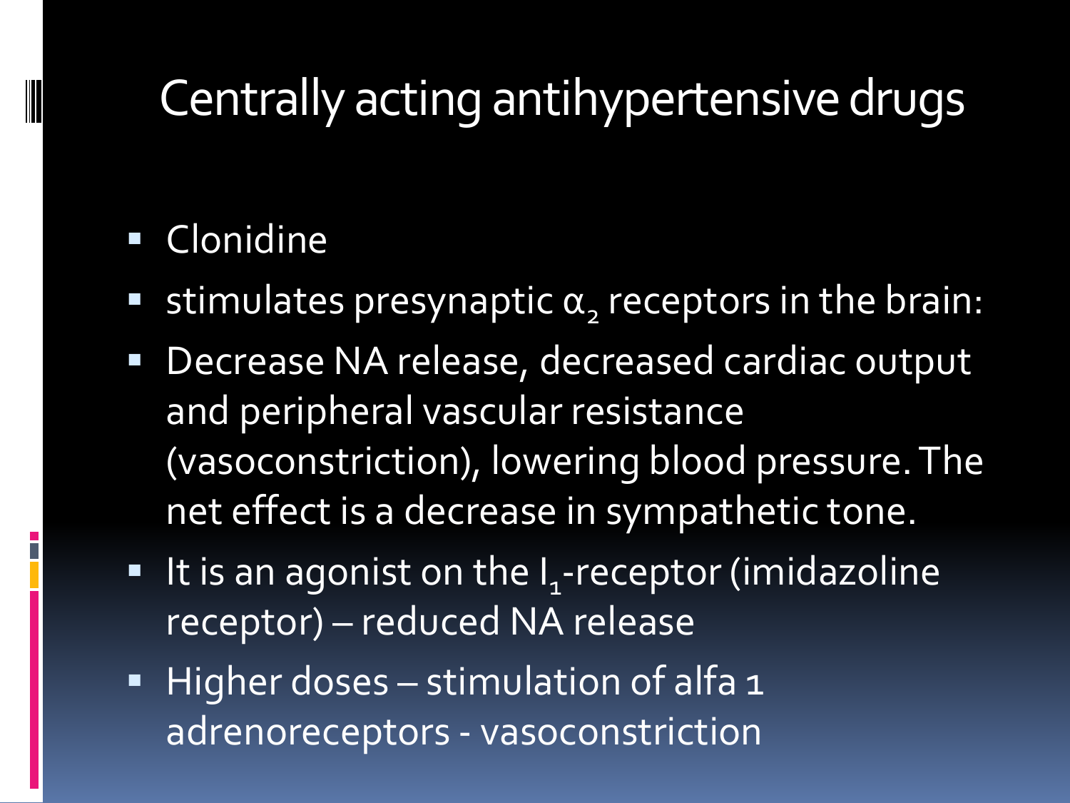# Centrally acting antihypertensive drugs

- Clonidine
- stimulates presynaptic $\alpha_2$ receptors in the brain:
- Decrease NA release, decreased cardiac output and peripheral vascular resistance (vasoconstriction), lowering blood pressure. The net effect is a decrease in sympathetic tone.
- It is an agonist on the $I_1$-receptor (imidazoline receptor) – reduced NA release
- Higher doses – stimulation of alfa 1 adrenoreceptors - vasoconstriction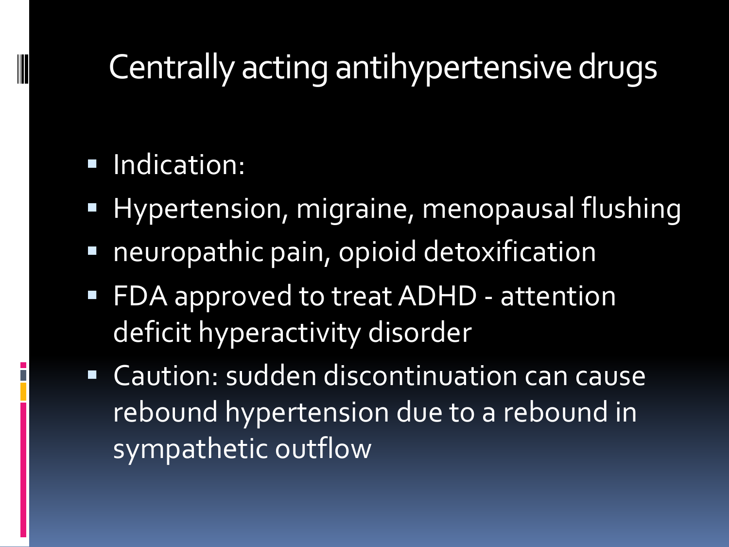# Centrally acting antihypertensive drugs

- Indication:
- Hypertension, migraine, menopausal flushing
- neuropathic pain, opioid detoxification
- FDA approved to treat ADHD - attention deficit hyperactivity disorder
- Caution: sudden discontinuation can cause rebound hypertension due to a rebound in sympathetic outflow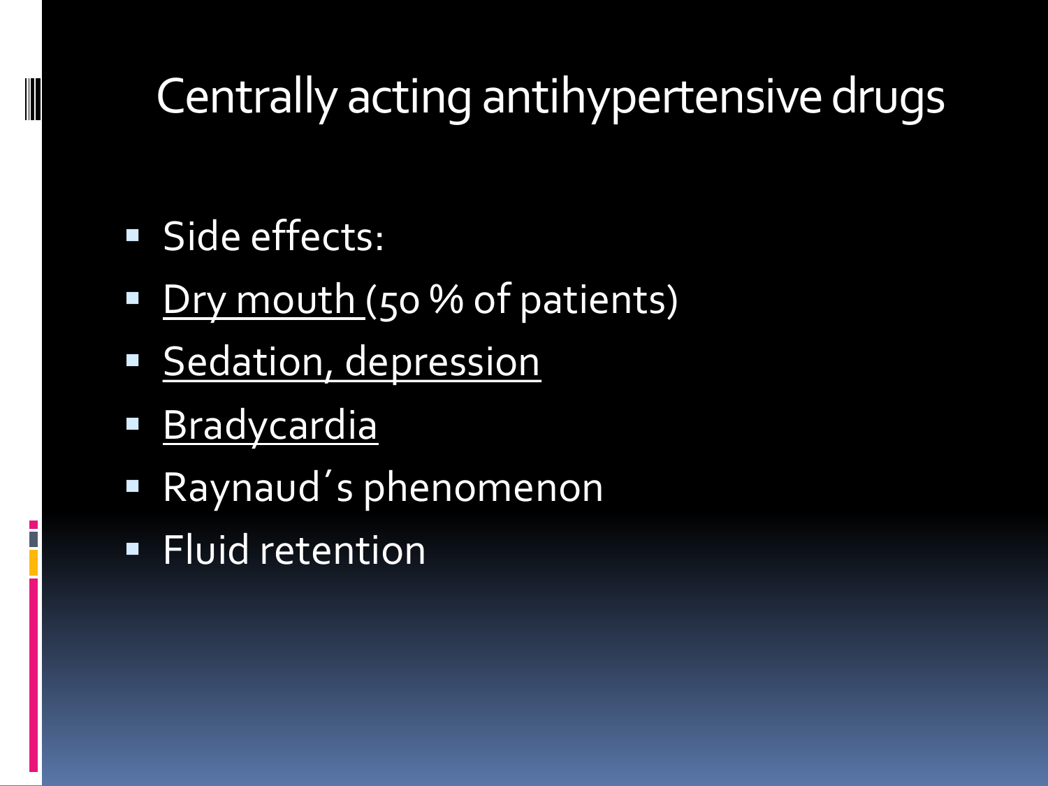# Centrally acting antihypertensive drugs

- Side effects:
- <u>Dry mouth</u> (50 % of patients)
- <u>Sedation, depression</u>
- <u>Bradycardia</u>
- Raynaud´s phenomenon
- Fluid retention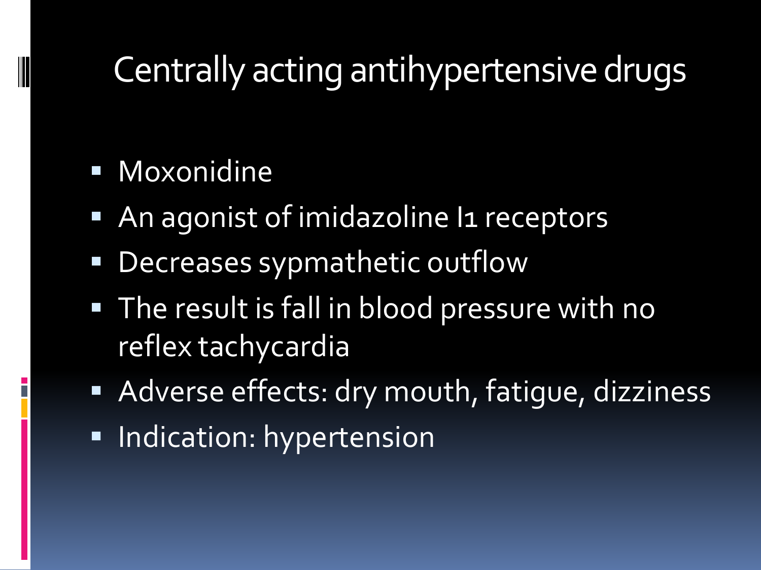# Centrally acting antihypertensive drugs

- Moxonidine
- An agonist of imidazoline I1 receptors
- Decreases sypmathetic outflow
- The result is fall in blood pressure with no reflex tachycardia
- Adverse effects: dry mouth, fatigue, dizziness
- Indication: hypertension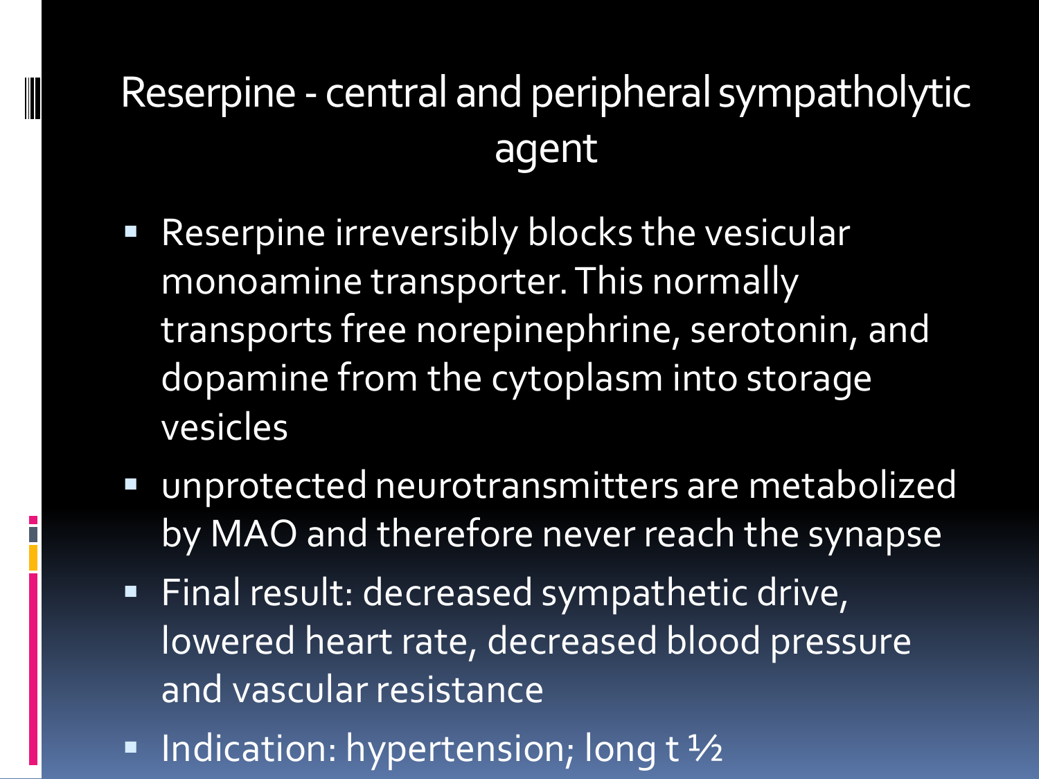# Reserpine - central and peripheral sympatholytic agent

- Reserpine irreversibly blocks the vesicular monoamine transporter. This normally transports free norepinephrine, serotonin, and dopamine from the cytoplasm into storage vesicles
- unprotected neurotransmitters are metabolized by MAO and therefore never reach the synapse
- Final result: decreased sympathetic drive, lowered heart rate, decreased blood pressure and vascular resistance
- Indication: hypertension; long t ½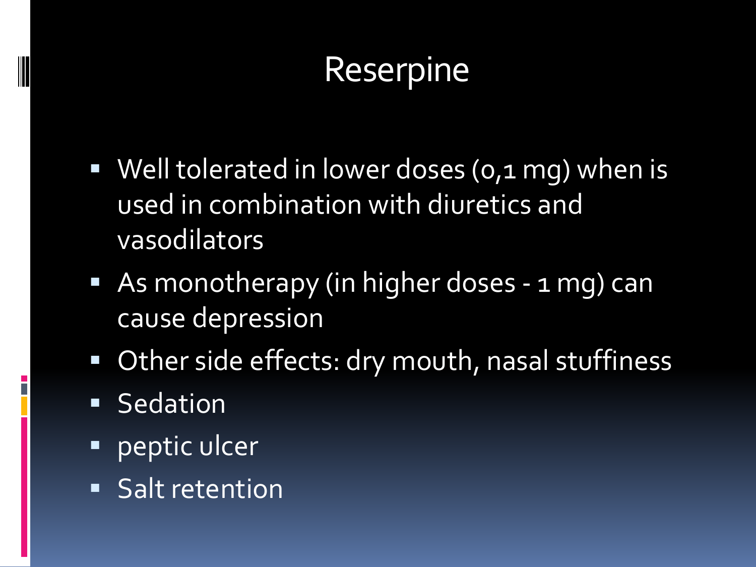# Reserpine

- Well tolerated in lower doses (0,1 mg) when is used in combination with diuretics and vasodilators
- As monotherapy (in higher doses - 1 mg) can cause depression
- Other side effects: dry mouth, nasal stuffiness
- Sedation
- peptic ulcer
- Salt retention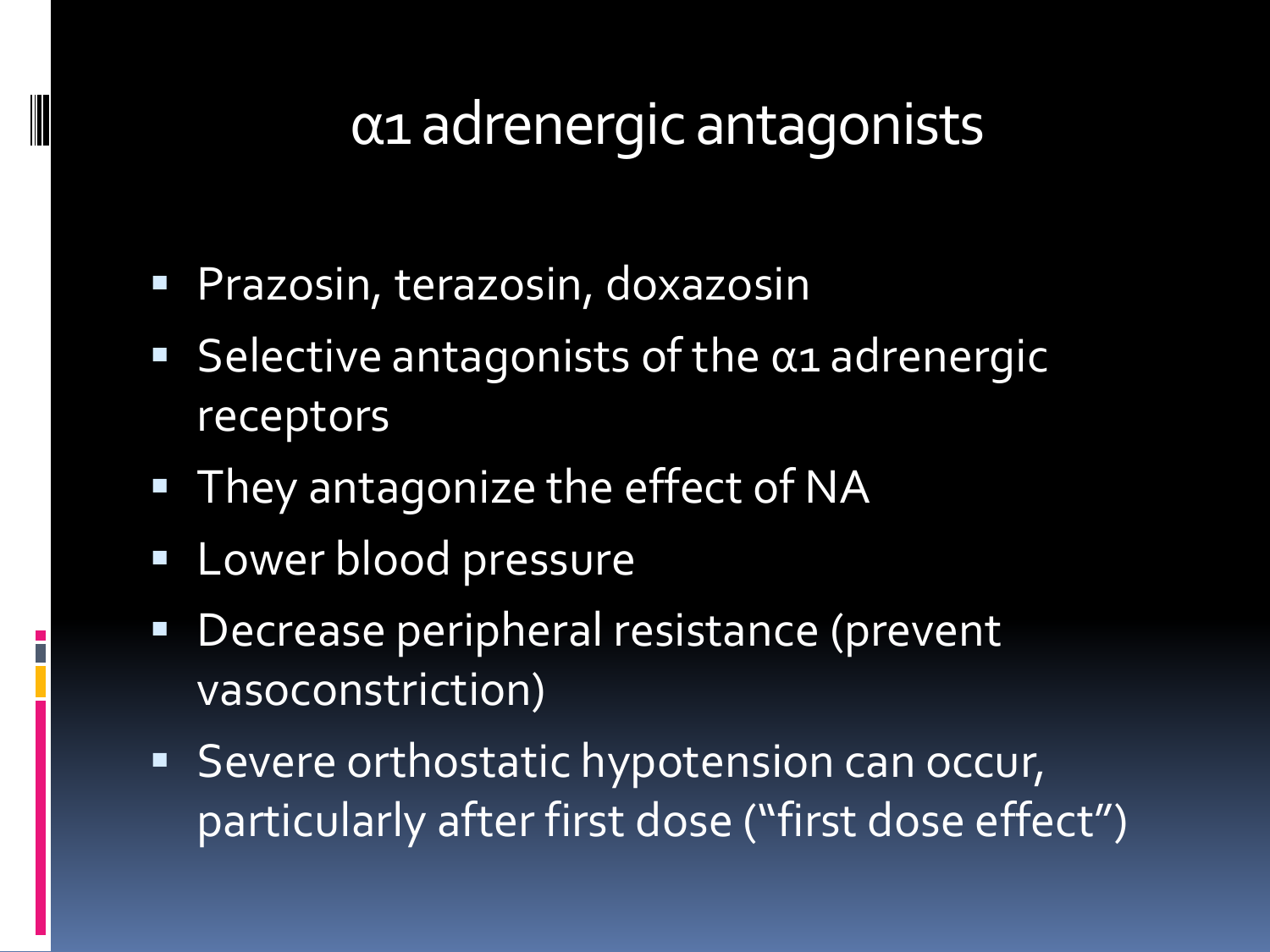# α1 adrenergic antagonists

- Prazosin, terazosin, doxazosin
- Selective antagonists of the α1 adrenergic receptors
- They antagonize the effect of NA
- Lower blood pressure
- Decrease peripheral resistance (prevent vasoconstriction)
- Severe orthostatic hypotension can occur, particularly after first dose (“first dose effect”)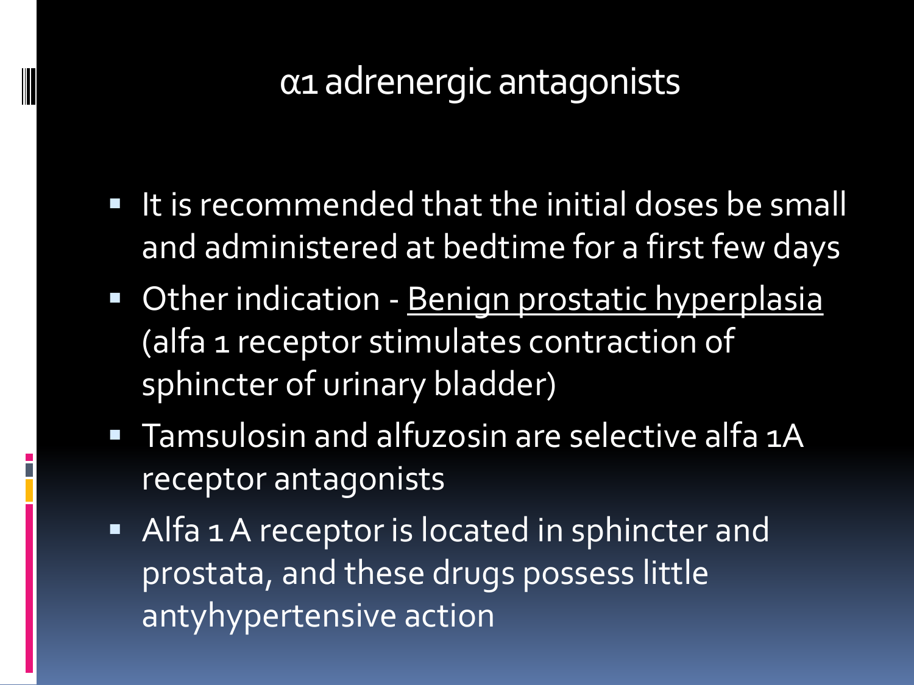# α1 adrenergic antagonists

- It is recommended that the initial doses be small and administered at bedtime for a first few days
- Other indication - Benign prostatic hyperplasia (alfa 1 receptor stimulates contraction of sphincter of urinary bladder)
- Tamsulosin and alfuzosin are selective alfa 1A receptor antagonists
- Alfa 1 A receptor is located in sphincter and prostata, and these drugs possess little antyhypertensive action